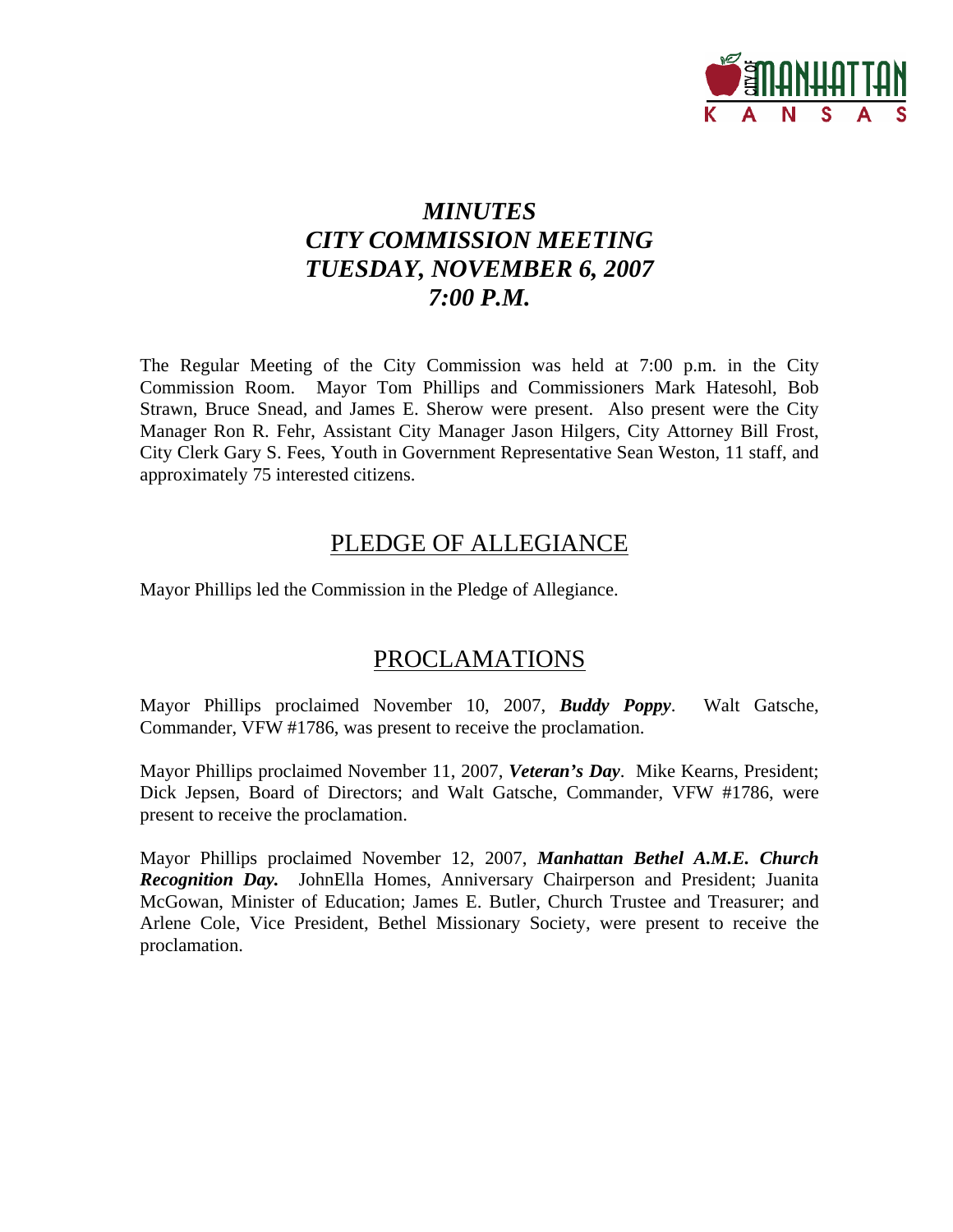# *MINUTES*
# *CITY COMMISSION MEETING*
# *TUESDAY, NOVEMBER 6, 2007*
# *7:00 P.M.*

The Regular Meeting of the City Commission was held at 7:00 p.m. in the City Commission Room. Mayor Tom Phillips and Commissioners Mark Hatesohl, Bob Strawn, Bruce Snead, and James E. Sherow were present. Also present were the City Manager Ron R. Fehr, Assistant City Manager Jason Hilgers, City Attorney Bill Frost, City Clerk Gary S. Fees, Youth in Government Representative Sean Weston, 11 staff, and approximately 75 interested citizens.

## PLEDGE OF ALLEGIANCE

Mayor Phillips led the Commission in the Pledge of Allegiance.

## PROCLAMATIONS

Mayor Phillips proclaimed November 10, 2007, ***Buddy Poppy***. Walt Gatsche, Commander, VFW #1786, was present to receive the proclamation.

Mayor Phillips proclaimed November 11, 2007, ***Veteran's Day***. Mike Kearns, President; Dick Jepsen, Board of Directors; and Walt Gatsche, Commander, VFW #1786, were present to receive the proclamation.

Mayor Phillips proclaimed November 12, 2007, ***Manhattan Bethel A.M.E. Church Recognition Day.*** JohnElla Homes, Anniversary Chairperson and President; Juanita McGowan, Minister of Education; James E. Butler, Church Trustee and Treasurer; and Arlene Cole, Vice President, Bethel Missionary Society, were present to receive the proclamation.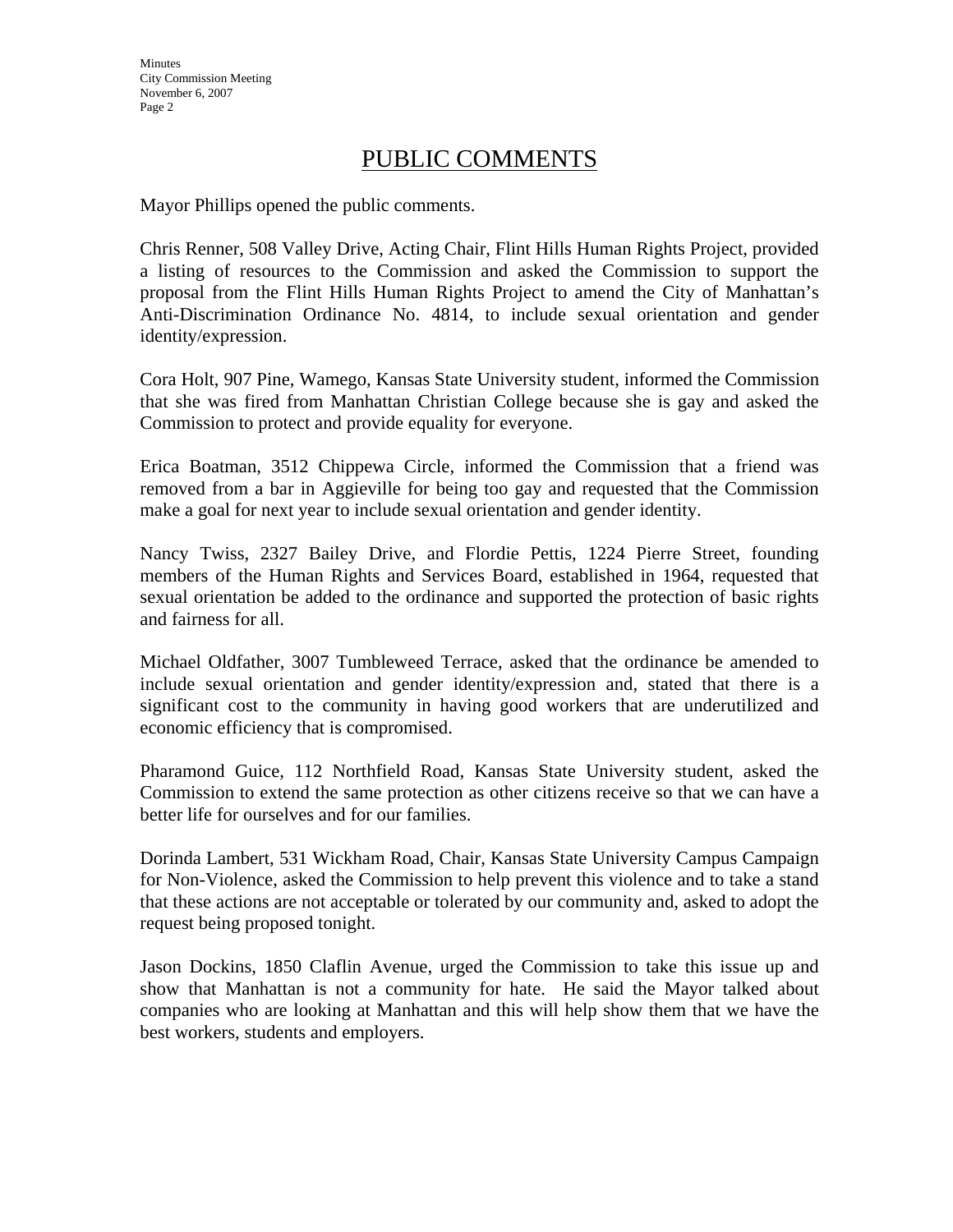## PUBLIC COMMENTS

Mayor Phillips opened the public comments.

Chris Renner, 508 Valley Drive, Acting Chair, Flint Hills Human Rights Project, provided a listing of resources to the Commission and asked the Commission to support the proposal from the Flint Hills Human Rights Project to amend the City of Manhattan's Anti-Discrimination Ordinance No. 4814, to include sexual orientation and gender identity/expression.

Cora Holt, 907 Pine, Wamego, Kansas State University student, informed the Commission that she was fired from Manhattan Christian College because she is gay and asked the Commission to protect and provide equality for everyone.

Erica Boatman, 3512 Chippewa Circle, informed the Commission that a friend was removed from a bar in Aggieville for being too gay and requested that the Commission make a goal for next year to include sexual orientation and gender identity.

Nancy Twiss, 2327 Bailey Drive, and Flordie Pettis, 1224 Pierre Street, founding members of the Human Rights and Services Board, established in 1964, requested that sexual orientation be added to the ordinance and supported the protection of basic rights and fairness for all.

Michael Oldfather, 3007 Tumbleweed Terrace, asked that the ordinance be amended to include sexual orientation and gender identity/expression and, stated that there is a significant cost to the community in having good workers that are underutilized and economic efficiency that is compromised.

Pharamond Guice, 112 Northfield Road, Kansas State University student, asked the Commission to extend the same protection as other citizens receive so that we can have a better life for ourselves and for our families.

Dorinda Lambert, 531 Wickham Road, Chair, Kansas State University Campus Campaign for Non-Violence, asked the Commission to help prevent this violence and to take a stand that these actions are not acceptable or tolerated by our community and, asked to adopt the request being proposed tonight.

Jason Dockins, 1850 Claflin Avenue, urged the Commission to take this issue up and show that Manhattan is not a community for hate. He said the Mayor talked about companies who are looking at Manhattan and this will help show them that we have the best workers, students and employers.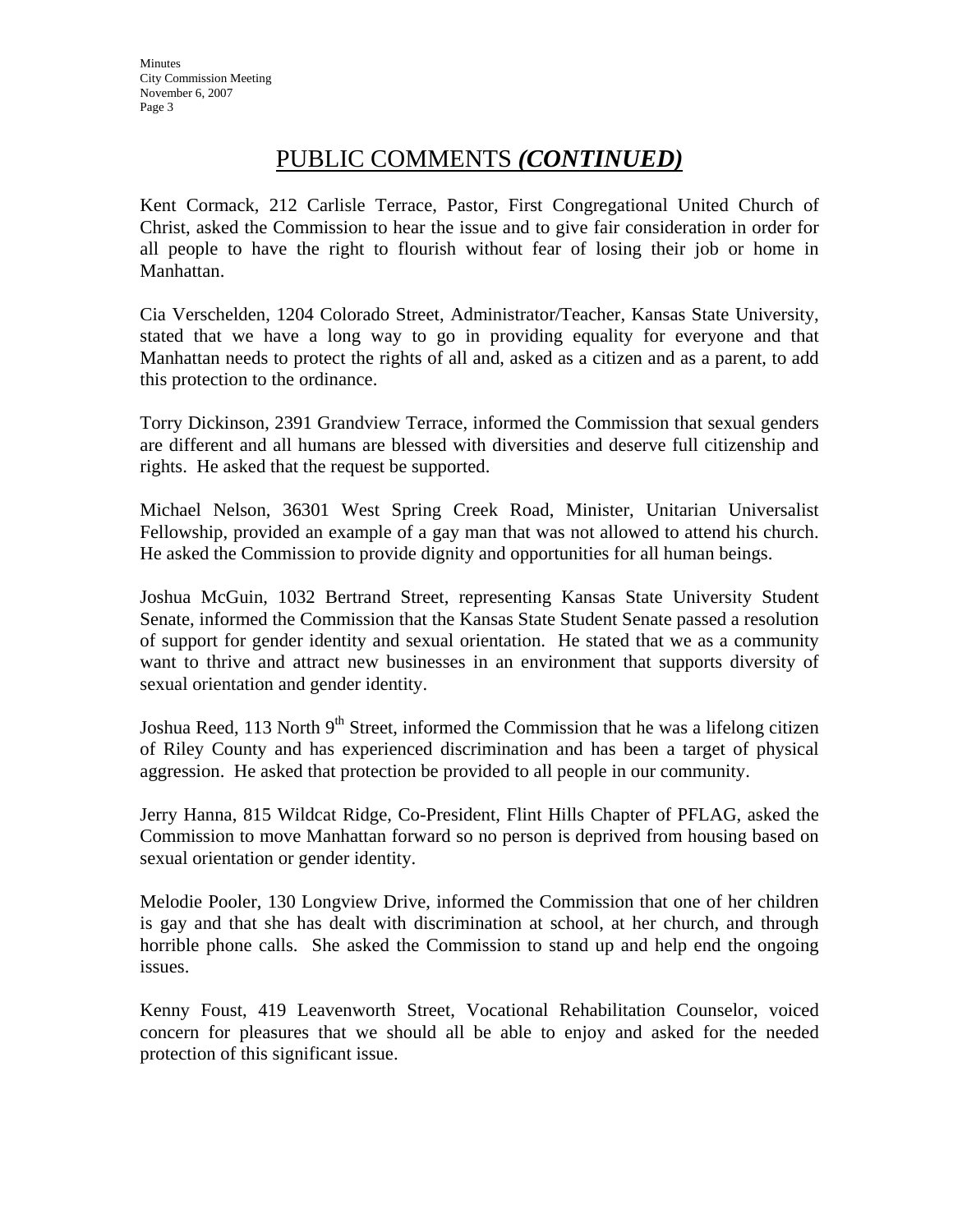## PUBLIC COMMENTS *(CONTINUED)*

Kent Cormack, 212 Carlisle Terrace, Pastor, First Congregational United Church of Christ, asked the Commission to hear the issue and to give fair consideration in order for all people to have the right to flourish without fear of losing their job or home in Manhattan.

Cia Verschelden, 1204 Colorado Street, Administrator/Teacher, Kansas State University, stated that we have a long way to go in providing equality for everyone and that Manhattan needs to protect the rights of all and, asked as a citizen and as a parent, to add this protection to the ordinance.

Torry Dickinson, 2391 Grandview Terrace, informed the Commission that sexual genders are different and all humans are blessed with diversities and deserve full citizenship and rights. He asked that the request be supported.

Michael Nelson, 36301 West Spring Creek Road, Minister, Unitarian Universalist Fellowship, provided an example of a gay man that was not allowed to attend his church. He asked the Commission to provide dignity and opportunities for all human beings.

Joshua McGuin, 1032 Bertrand Street, representing Kansas State University Student Senate, informed the Commission that the Kansas State Student Senate passed a resolution of support for gender identity and sexual orientation. He stated that we as a community want to thrive and attract new businesses in an environment that supports diversity of sexual orientation and gender identity.

Joshua Reed, 113 North 9th Street, informed the Commission that he was a lifelong citizen of Riley County and has experienced discrimination and has been a target of physical aggression. He asked that protection be provided to all people in our community.

Jerry Hanna, 815 Wildcat Ridge, Co-President, Flint Hills Chapter of PFLAG, asked the Commission to move Manhattan forward so no person is deprived from housing based on sexual orientation or gender identity.

Melodie Pooler, 130 Longview Drive, informed the Commission that one of her children is gay and that she has dealt with discrimination at school, at her church, and through horrible phone calls. She asked the Commission to stand up and help end the ongoing issues.

Kenny Foust, 419 Leavenworth Street, Vocational Rehabilitation Counselor, voiced concern for pleasures that we should all be able to enjoy and asked for the needed protection of this significant issue.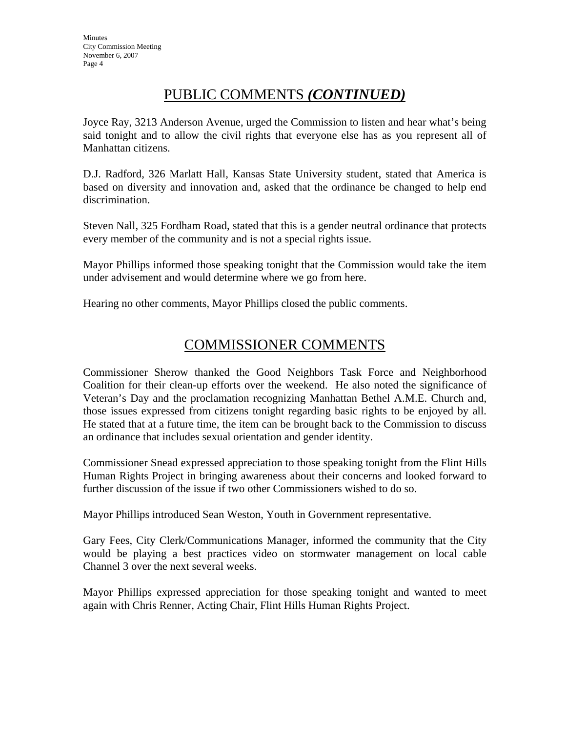## PUBLIC COMMENTS *(CONTINUED)*

Joyce Ray, 3213 Anderson Avenue, urged the Commission to listen and hear what's being said tonight and to allow the civil rights that everyone else has as you represent all of Manhattan citizens.

D.J. Radford, 326 Marlatt Hall, Kansas State University student, stated that America is based on diversity and innovation and, asked that the ordinance be changed to help end discrimination.

Steven Nall, 325 Fordham Road, stated that this is a gender neutral ordinance that protects every member of the community and is not a special rights issue.

Mayor Phillips informed those speaking tonight that the Commission would take the item under advisement and would determine where we go from here.

Hearing no other comments, Mayor Phillips closed the public comments.

## COMMISSIONER COMMENTS

Commissioner Sherow thanked the Good Neighbors Task Force and Neighborhood Coalition for their clean-up efforts over the weekend. He also noted the significance of Veteran's Day and the proclamation recognizing Manhattan Bethel A.M.E. Church and, those issues expressed from citizens tonight regarding basic rights to be enjoyed by all. He stated that at a future time, the item can be brought back to the Commission to discuss an ordinance that includes sexual orientation and gender identity.

Commissioner Snead expressed appreciation to those speaking tonight from the Flint Hills Human Rights Project in bringing awareness about their concerns and looked forward to further discussion of the issue if two other Commissioners wished to do so.

Mayor Phillips introduced Sean Weston, Youth in Government representative.

Gary Fees, City Clerk/Communications Manager, informed the community that the City would be playing a best practices video on stormwater management on local cable Channel 3 over the next several weeks.

Mayor Phillips expressed appreciation for those speaking tonight and wanted to meet again with Chris Renner, Acting Chair, Flint Hills Human Rights Project.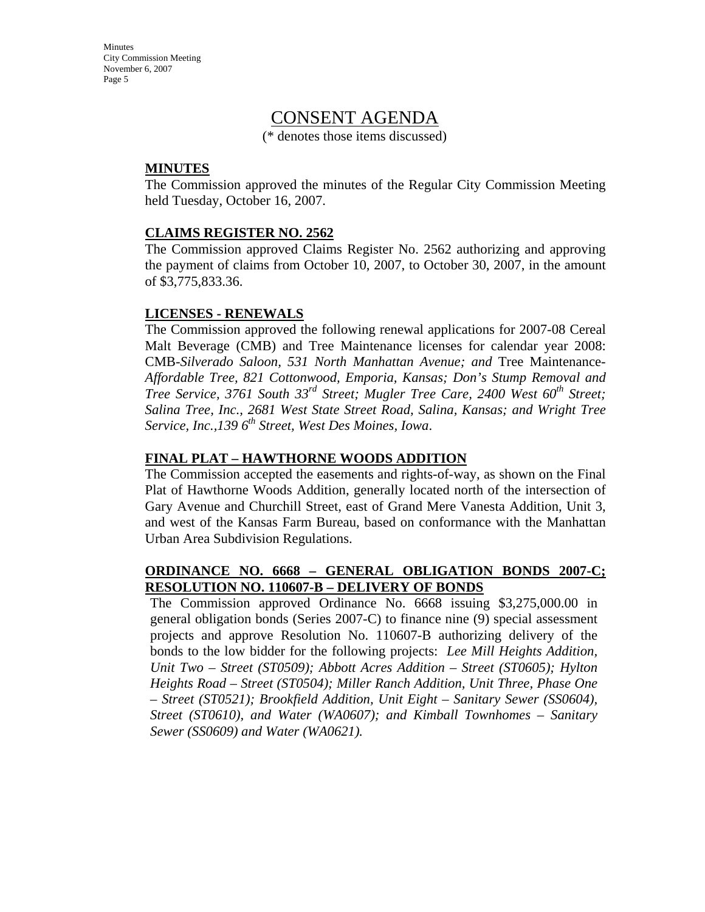# CONSENT AGENDA

(* denotes those items discussed)

**MINUTES**

The Commission approved the minutes of the Regular City Commission Meeting held Tuesday, October 16, 2007.

**CLAIMS REGISTER NO. 2562**

The Commission approved Claims Register No. 2562 authorizing and approving the payment of claims from October 10, 2007, to October 30, 2007, in the amount of $3,775,833.36.

**LICENSES - RENEWALS**

The Commission approved the following renewal applications for 2007-08 Cereal Malt Beverage (CMB) and Tree Maintenance licenses for calendar year 2008: CMB-*Silverado Saloon, 531 North Manhattan Avenue; and* Tree Maintenance-*Affordable Tree, 821 Cottonwood, Emporia, Kansas; Don's Stump Removal and Tree Service, 3761 South 33rd Street; Mugler Tree Care, 2400 West 60th Street; Salina Tree, Inc., 2681 West State Street Road, Salina, Kansas; and Wright Tree Service, Inc.,139 6th Street, West Des Moines, Iowa*.

**FINAL PLAT – HAWTHORNE WOODS ADDITION**

The Commission accepted the easements and rights-of-way, as shown on the Final Plat of Hawthorne Woods Addition, generally located north of the intersection of Gary Avenue and Churchill Street, east of Grand Mere Vanesta Addition, Unit 3, and west of the Kansas Farm Bureau, based on conformance with the Manhattan Urban Area Subdivision Regulations.

**ORDINANCE NO. 6668 – GENERAL OBLIGATION BONDS 2007-C; RESOLUTION NO. 110607-B – DELIVERY OF BONDS**

The Commission approved Ordinance No. 6668 issuing $3,275,000.00 in general obligation bonds (Series 2007-C) to finance nine (9) special assessment projects and approve Resolution No. 110607-B authorizing delivery of the bonds to the low bidder for the following projects: *Lee Mill Heights Addition, Unit Two – Street (ST0509); Abbott Acres Addition – Street (ST0605); Hylton Heights Road – Street (ST0504); Miller Ranch Addition, Unit Three, Phase One – Street (ST0521); Brookfield Addition, Unit Eight – Sanitary Sewer (SS0604), Street (ST0610), and Water (WA0607); and Kimball Townhomes – Sanitary Sewer (SS0609) and Water (WA0621).*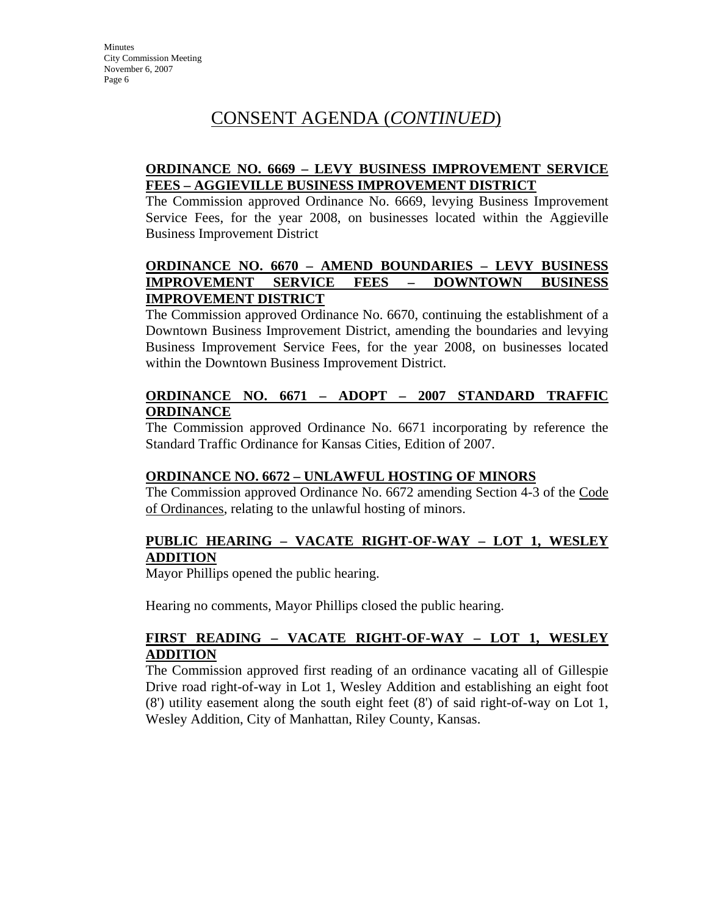# CONSENT AGENDA (*CONTINUED*)

**ORDINANCE NO. 6669 – LEVY BUSINESS IMPROVEMENT SERVICE FEES – AGGIEVILLE BUSINESS IMPROVEMENT DISTRICT**

The Commission approved Ordinance No. 6669, levying Business Improvement Service Fees, for the year 2008, on businesses located within the Aggieville Business Improvement District

**ORDINANCE NO. 6670 – AMEND BOUNDARIES – LEVY BUSINESS IMPROVEMENT SERVICE FEES – DOWNTOWN BUSINESS IMPROVEMENT DISTRICT**

The Commission approved Ordinance No. 6670, continuing the establishment of a Downtown Business Improvement District, amending the boundaries and levying Business Improvement Service Fees, for the year 2008, on businesses located within the Downtown Business Improvement District.

**ORDINANCE NO. 6671 – ADOPT – 2007 STANDARD TRAFFIC ORDINANCE**

The Commission approved Ordinance No. 6671 incorporating by reference the Standard Traffic Ordinance for Kansas Cities, Edition of 2007.

**ORDINANCE NO. 6672 – UNLAWFUL HOSTING OF MINORS**

The Commission approved Ordinance No. 6672 amending Section 4-3 of the Code of Ordinances, relating to the unlawful hosting of minors.

**PUBLIC HEARING – VACATE RIGHT-OF-WAY – LOT 1, WESLEY ADDITION**

Mayor Phillips opened the public hearing.

Hearing no comments, Mayor Phillips closed the public hearing.

**FIRST READING – VACATE RIGHT-OF-WAY – LOT 1, WESLEY ADDITION**

The Commission approved first reading of an ordinance vacating all of Gillespie Drive road right-of-way in Lot 1, Wesley Addition and establishing an eight foot (8') utility easement along the south eight feet (8') of said right-of-way on Lot 1, Wesley Addition, City of Manhattan, Riley County, Kansas.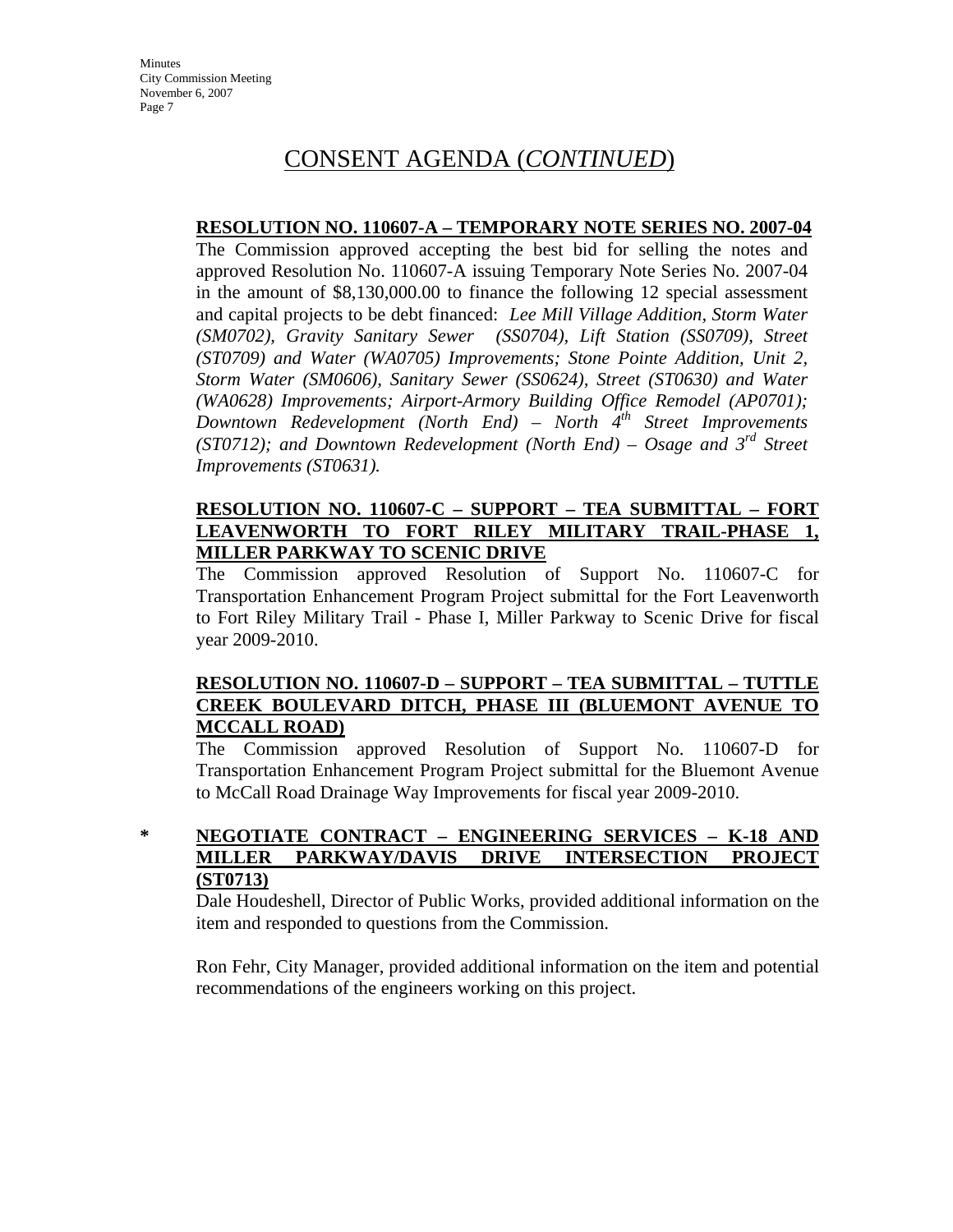# CONSENT AGENDA (*CONTINUED*)

**RESOLUTION NO. 110607-A – TEMPORARY NOTE SERIES NO. 2007-04**

The Commission approved accepting the best bid for selling the notes and approved Resolution No. 110607-A issuing Temporary Note Series No. 2007-04 in the amount of $8,130,000.00 to finance the following 12 special assessment and capital projects to be debt financed: *Lee Mill Village Addition, Storm Water (SM0702), Gravity Sanitary Sewer (SS0704), Lift Station (SS0709), Street (ST0709) and Water (WA0705) Improvements; Stone Pointe Addition, Unit 2, Storm Water (SM0606), Sanitary Sewer (SS0624), Street (ST0630) and Water (WA0628) Improvements; Airport-Armory Building Office Remodel (AP0701); Downtown Redevelopment (North End) – North 4th Street Improvements (ST0712); and Downtown Redevelopment (North End) – Osage and 3rd Street Improvements (ST0631).*

**RESOLUTION NO. 110607-C – SUPPORT – TEA SUBMITTAL – FORT LEAVENWORTH TO FORT RILEY MILITARY TRAIL-PHASE 1, MILLER PARKWAY TO SCENIC DRIVE**

The Commission approved Resolution of Support No. 110607-C for Transportation Enhancement Program Project submittal for the Fort Leavenworth to Fort Riley Military Trail - Phase I, Miller Parkway to Scenic Drive for fiscal year 2009-2010.

**RESOLUTION NO. 110607-D – SUPPORT – TEA SUBMITTAL – TUTTLE CREEK BOULEVARD DITCH, PHASE III (BLUEMONT AVENUE TO MCCALL ROAD)**

The Commission approved Resolution of Support No. 110607-D for Transportation Enhancement Program Project submittal for the Bluemont Avenue to McCall Road Drainage Way Improvements for fiscal year 2009-2010.

\* **NEGOTIATE CONTRACT – ENGINEERING SERVICES – K-18 AND MILLER PARKWAY/DAVIS DRIVE INTERSECTION PROJECT (ST0713)**

Dale Houdeshell, Director of Public Works, provided additional information on the item and responded to questions from the Commission.

Ron Fehr, City Manager, provided additional information on the item and potential recommendations of the engineers working on this project.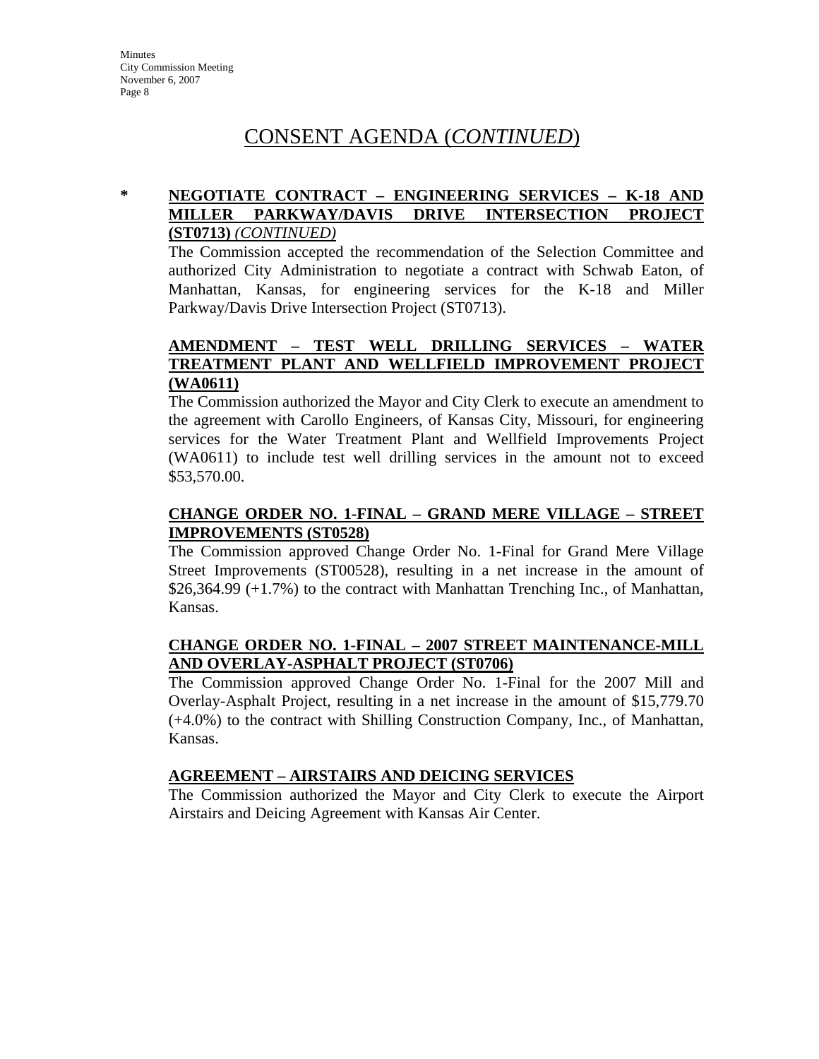# CONSENT AGENDA (*CONTINUED*)

**\*** **NEGOTIATE CONTRACT – ENGINEERING SERVICES – K-18 AND MILLER PARKWAY/DAVIS DRIVE INTERSECTION PROJECT (ST0713)** *(CONTINUED)*

The Commission accepted the recommendation of the Selection Committee and authorized City Administration to negotiate a contract with Schwab Eaton, of Manhattan, Kansas, for engineering services for the K-18 and Miller Parkway/Davis Drive Intersection Project (ST0713).

**AMENDMENT – TEST WELL DRILLING SERVICES – WATER TREATMENT PLANT AND WELLFIELD IMPROVEMENT PROJECT (WA0611)**

The Commission authorized the Mayor and City Clerk to execute an amendment to the agreement with Carollo Engineers, of Kansas City, Missouri, for engineering services for the Water Treatment Plant and Wellfield Improvements Project (WA0611) to include test well drilling services in the amount not to exceed $53,570.00.

**CHANGE ORDER NO. 1-FINAL – GRAND MERE VILLAGE – STREET IMPROVEMENTS (ST0528)**

The Commission approved Change Order No. 1-Final for Grand Mere Village Street Improvements (ST00528), resulting in a net increase in the amount of $26,364.99 (+1.7%) to the contract with Manhattan Trenching Inc., of Manhattan, Kansas.

**CHANGE ORDER NO. 1-FINAL – 2007 STREET MAINTENANCE-MILL AND OVERLAY-ASPHALT PROJECT (ST0706)**

The Commission approved Change Order No. 1-Final for the 2007 Mill and Overlay-Asphalt Project, resulting in a net increase in the amount of $15,779.70 (+4.0%) to the contract with Shilling Construction Company, Inc., of Manhattan, Kansas.

**AGREEMENT – AIRSTAIRS AND DEICING SERVICES**

The Commission authorized the Mayor and City Clerk to execute the Airport Airstairs and Deicing Agreement with Kansas Air Center.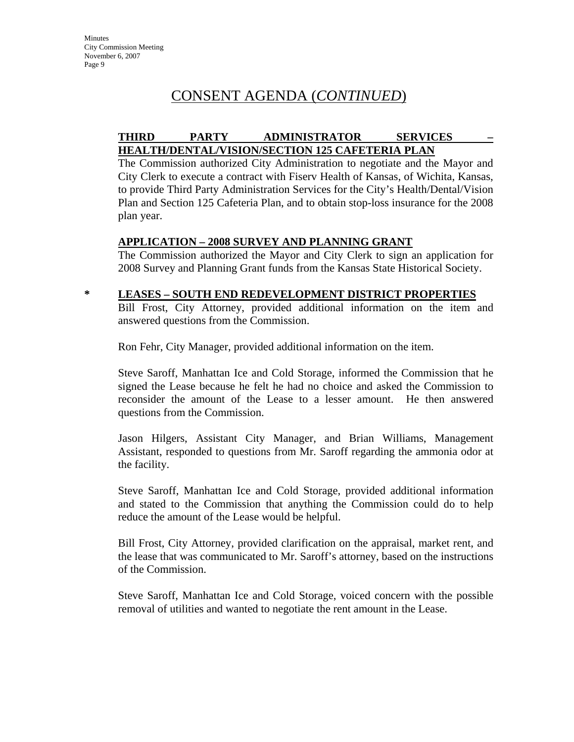# CONSENT AGENDA (*CONTINUED*)

**THIRD PARTY ADMINISTRATOR SERVICES – HEALTH/DENTAL/VISION/SECTION 125 CAFETERIA PLAN**

The Commission authorized City Administration to negotiate and the Mayor and City Clerk to execute a contract with Fiserv Health of Kansas, of Wichita, Kansas, to provide Third Party Administration Services for the City's Health/Dental/Vision Plan and Section 125 Cafeteria Plan, and to obtain stop-loss insurance for the 2008 plan year.

**APPLICATION – 2008 SURVEY AND PLANNING GRANT**

The Commission authorized the Mayor and City Clerk to sign an application for 2008 Survey and Planning Grant funds from the Kansas State Historical Society.

\* **LEASES – SOUTH END REDEVELOPMENT DISTRICT PROPERTIES**

Bill Frost, City Attorney, provided additional information on the item and answered questions from the Commission.

Ron Fehr, City Manager, provided additional information on the item.

Steve Saroff, Manhattan Ice and Cold Storage, informed the Commission that he signed the Lease because he felt he had no choice and asked the Commission to reconsider the amount of the Lease to a lesser amount. He then answered questions from the Commission.

Jason Hilgers, Assistant City Manager, and Brian Williams, Management Assistant, responded to questions from Mr. Saroff regarding the ammonia odor at the facility.

Steve Saroff, Manhattan Ice and Cold Storage, provided additional information and stated to the Commission that anything the Commission could do to help reduce the amount of the Lease would be helpful.

Bill Frost, City Attorney, provided clarification on the appraisal, market rent, and the lease that was communicated to Mr. Saroff's attorney, based on the instructions of the Commission.

Steve Saroff, Manhattan Ice and Cold Storage, voiced concern with the possible removal of utilities and wanted to negotiate the rent amount in the Lease.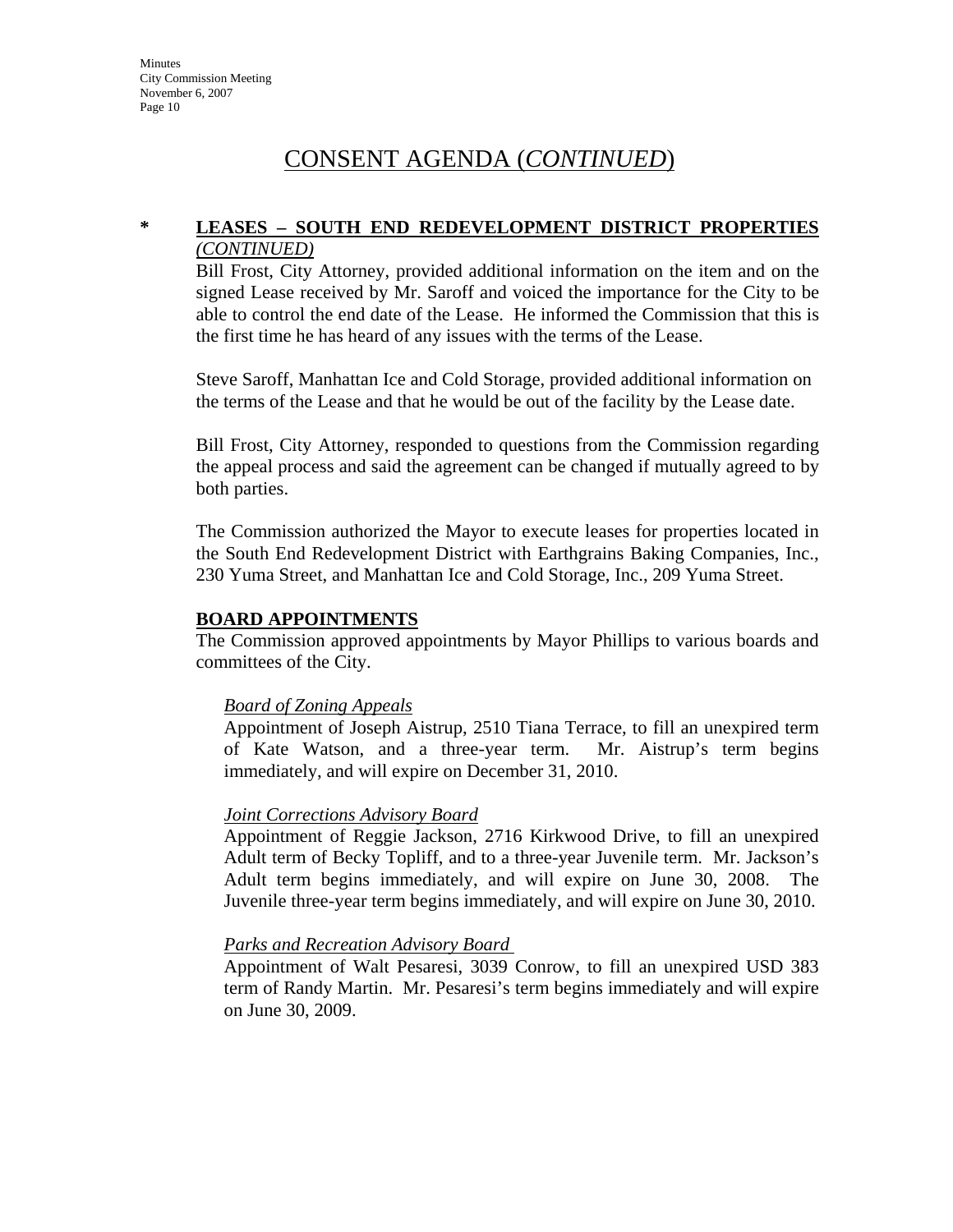# CONSENT AGENDA (*CONTINUED*)

**\* LEASES – SOUTH END REDEVELOPMENT DISTRICT PROPERTIES** *(CONTINUED)*

Bill Frost, City Attorney, provided additional information on the item and on the signed Lease received by Mr. Saroff and voiced the importance for the City to be able to control the end date of the Lease. He informed the Commission that this is the first time he has heard of any issues with the terms of the Lease.

Steve Saroff, Manhattan Ice and Cold Storage, provided additional information on the terms of the Lease and that he would be out of the facility by the Lease date.

Bill Frost, City Attorney, responded to questions from the Commission regarding the appeal process and said the agreement can be changed if mutually agreed to by both parties.

The Commission authorized the Mayor to execute leases for properties located in the South End Redevelopment District with Earthgrains Baking Companies, Inc., 230 Yuma Street, and Manhattan Ice and Cold Storage, Inc., 209 Yuma Street.

**BOARD APPOINTMENTS**

The Commission approved appointments by Mayor Phillips to various boards and committees of the City.

*Board of Zoning Appeals*

Appointment of Joseph Aistrup, 2510 Tiana Terrace, to fill an unexpired term of Kate Watson, and a three-year term. Mr. Aistrup's term begins immediately, and will expire on December 31, 2010.

*Joint Corrections Advisory Board*

Appointment of Reggie Jackson, 2716 Kirkwood Drive, to fill an unexpired Adult term of Becky Topliff, and to a three-year Juvenile term. Mr. Jackson's Adult term begins immediately, and will expire on June 30, 2008. The Juvenile three-year term begins immediately, and will expire on June 30, 2010.

*Parks and Recreation Advisory Board*

Appointment of Walt Pesaresi, 3039 Conrow, to fill an unexpired USD 383 term of Randy Martin. Mr. Pesaresi's term begins immediately and will expire on June 30, 2009.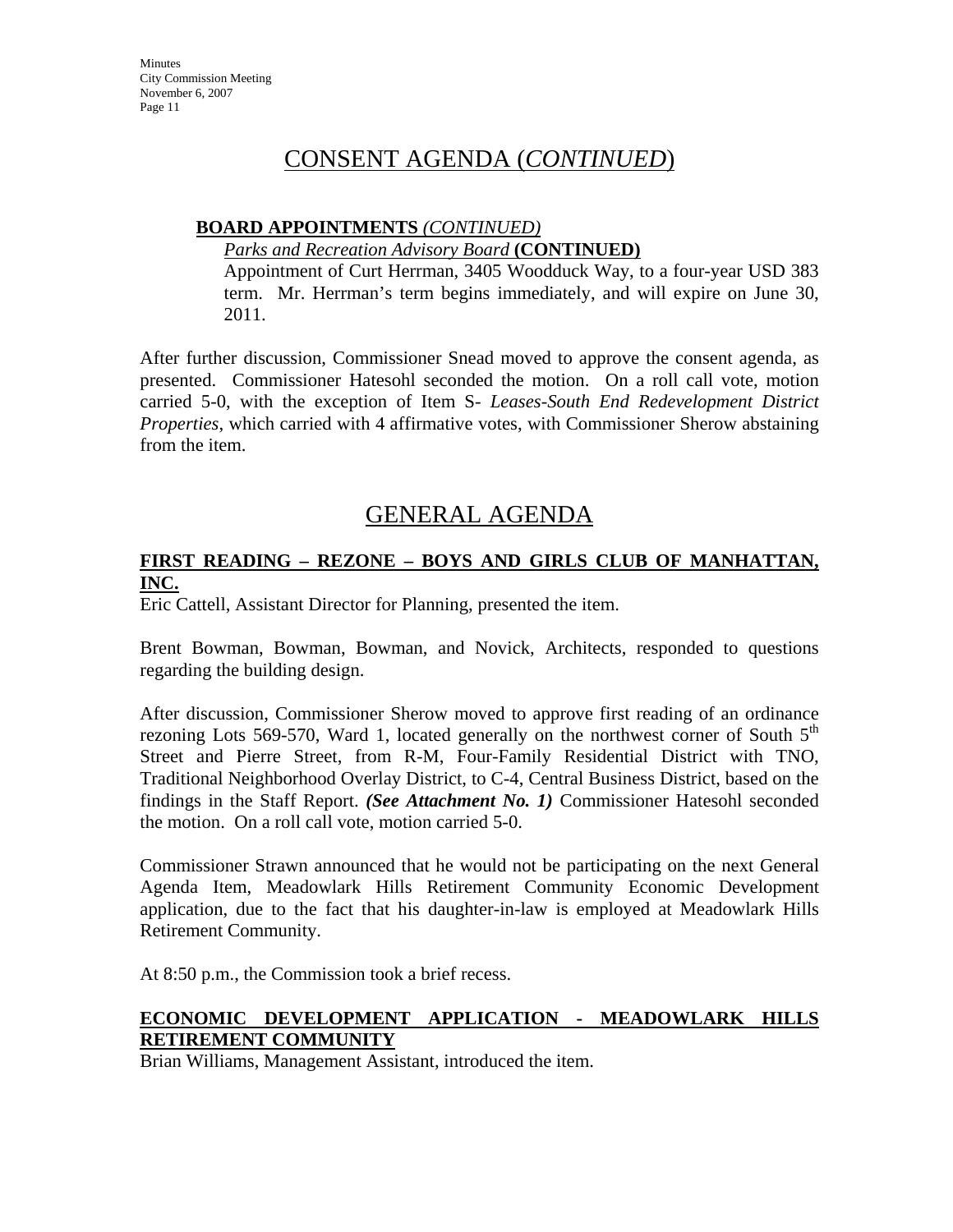# CONSENT AGENDA (*CONTINUED*)

**BOARD APPOINTMENTS** *(CONTINUED)*

*Parks and Recreation Advisory Board* **(CONTINUED)**

Appointment of Curt Herrman, 3405 Woodduck Way, to a four-year USD 383 term. Mr. Herrman's term begins immediately, and will expire on June 30, 2011.

After further discussion, Commissioner Snead moved to approve the consent agenda, as presented. Commissioner Hatesohl seconded the motion. On a roll call vote, motion carried 5-0, with the exception of Item S- *Leases-South End Redevelopment District Properties*, which carried with 4 affirmative votes, with Commissioner Sherow abstaining from the item.

# GENERAL AGENDA

**FIRST READING – REZONE – BOYS AND GIRLS CLUB OF MANHATTAN, INC.**

Eric Cattell, Assistant Director for Planning, presented the item.

Brent Bowman, Bowman, Bowman, and Novick, Architects, responded to questions regarding the building design.

After discussion, Commissioner Sherow moved to approve first reading of an ordinance rezoning Lots 569-570, Ward 1, located generally on the northwest corner of South 5th Street and Pierre Street, from R-M, Four-Family Residential District with TNO, Traditional Neighborhood Overlay District, to C-4, Central Business District, based on the findings in the Staff Report. ***(See Attachment No. 1)*** Commissioner Hatesohl seconded the motion. On a roll call vote, motion carried 5-0.

Commissioner Strawn announced that he would not be participating on the next General Agenda Item, Meadowlark Hills Retirement Community Economic Development application, due to the fact that his daughter-in-law is employed at Meadowlark Hills Retirement Community.

At 8:50 p.m., the Commission took a brief recess.

**ECONOMIC DEVELOPMENT APPLICATION - MEADOWLARK HILLS RETIREMENT COMMUNITY**

Brian Williams, Management Assistant, introduced the item.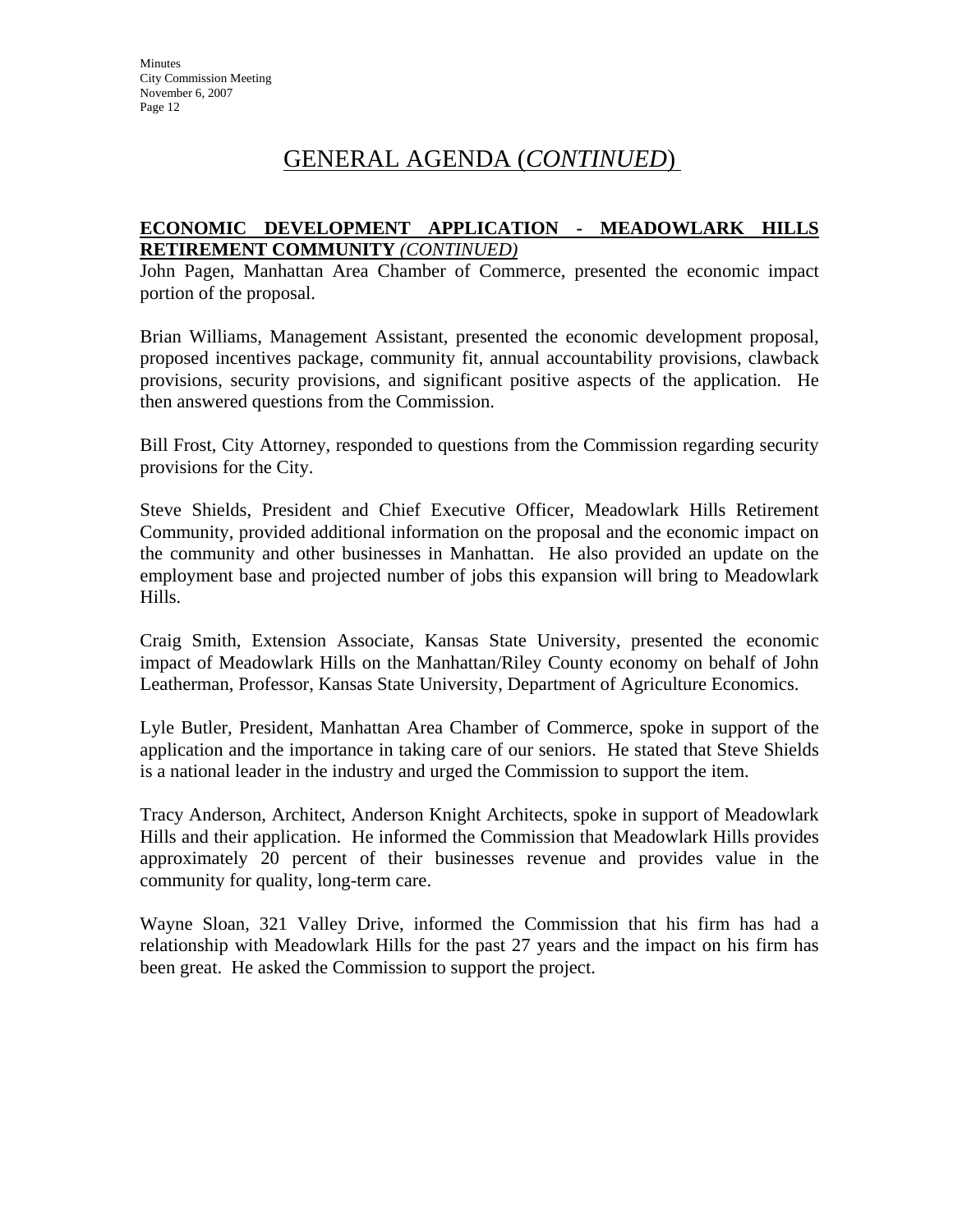# GENERAL AGENDA (*CONTINUED*)

**ECONOMIC DEVELOPMENT APPLICATION - MEADOWLARK HILLS RETIREMENT COMMUNITY** *(CONTINUED)*

John Pagen, Manhattan Area Chamber of Commerce, presented the economic impact portion of the proposal.

Brian Williams, Management Assistant, presented the economic development proposal, proposed incentives package, community fit, annual accountability provisions, clawback provisions, security provisions, and significant positive aspects of the application. He then answered questions from the Commission.

Bill Frost, City Attorney, responded to questions from the Commission regarding security provisions for the City.

Steve Shields, President and Chief Executive Officer, Meadowlark Hills Retirement Community, provided additional information on the proposal and the economic impact on the community and other businesses in Manhattan. He also provided an update on the employment base and projected number of jobs this expansion will bring to Meadowlark Hills.

Craig Smith, Extension Associate, Kansas State University, presented the economic impact of Meadowlark Hills on the Manhattan/Riley County economy on behalf of John Leatherman, Professor, Kansas State University, Department of Agriculture Economics.

Lyle Butler, President, Manhattan Area Chamber of Commerce, spoke in support of the application and the importance in taking care of our seniors. He stated that Steve Shields is a national leader in the industry and urged the Commission to support the item.

Tracy Anderson, Architect, Anderson Knight Architects, spoke in support of Meadowlark Hills and their application. He informed the Commission that Meadowlark Hills provides approximately 20 percent of their businesses revenue and provides value in the community for quality, long-term care.

Wayne Sloan, 321 Valley Drive, informed the Commission that his firm has had a relationship with Meadowlark Hills for the past 27 years and the impact on his firm has been great. He asked the Commission to support the project.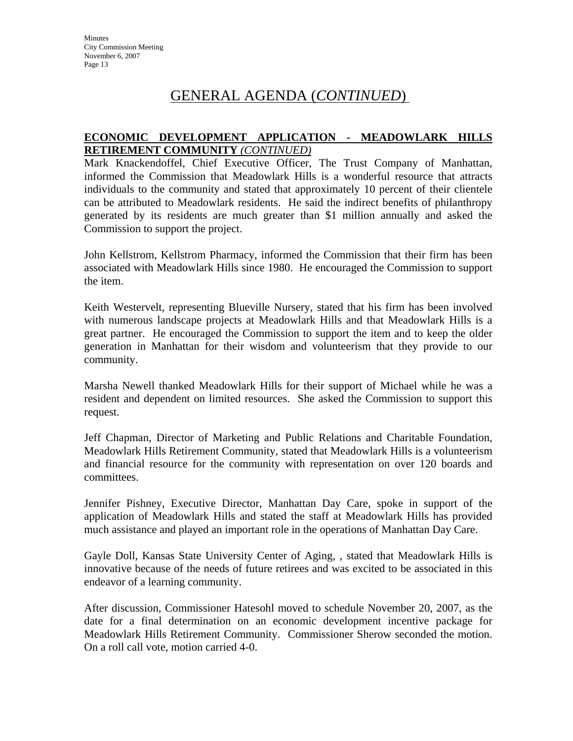# GENERAL AGENDA (*CONTINUED*)

**ECONOMIC DEVELOPMENT APPLICATION - MEADOWLARK HILLS RETIREMENT COMMUNITY** ***(CONTINUED)***

Mark Knackendoffel, Chief Executive Officer, The Trust Company of Manhattan, informed the Commission that Meadowlark Hills is a wonderful resource that attracts individuals to the community and stated that approximately 10 percent of their clientele can be attributed to Meadowlark residents. He said the indirect benefits of philanthropy generated by its residents are much greater than $1 million annually and asked the Commission to support the project.

John Kellstrom, Kellstrom Pharmacy, informed the Commission that their firm has been associated with Meadowlark Hills since 1980. He encouraged the Commission to support the item.

Keith Westervelt, representing Blueville Nursery, stated that his firm has been involved with numerous landscape projects at Meadowlark Hills and that Meadowlark Hills is a great partner. He encouraged the Commission to support the item and to keep the older generation in Manhattan for their wisdom and volunteerism that they provide to our community.

Marsha Newell thanked Meadowlark Hills for their support of Michael while he was a resident and dependent on limited resources. She asked the Commission to support this request.

Jeff Chapman, Director of Marketing and Public Relations and Charitable Foundation, Meadowlark Hills Retirement Community, stated that Meadowlark Hills is a volunteerism and financial resource for the community with representation on over 120 boards and committees.

Jennifer Pishney, Executive Director, Manhattan Day Care, spoke in support of the application of Meadowlark Hills and stated the staff at Meadowlark Hills has provided much assistance and played an important role in the operations of Manhattan Day Care.

Gayle Doll, Kansas State University Center of Aging, , stated that Meadowlark Hills is innovative because of the needs of future retirees and was excited to be associated in this endeavor of a learning community.

After discussion, Commissioner Hatesohl moved to schedule November 20, 2007, as the date for a final determination on an economic development incentive package for Meadowlark Hills Retirement Community. Commissioner Sherow seconded the motion. On a roll call vote, motion carried 4-0.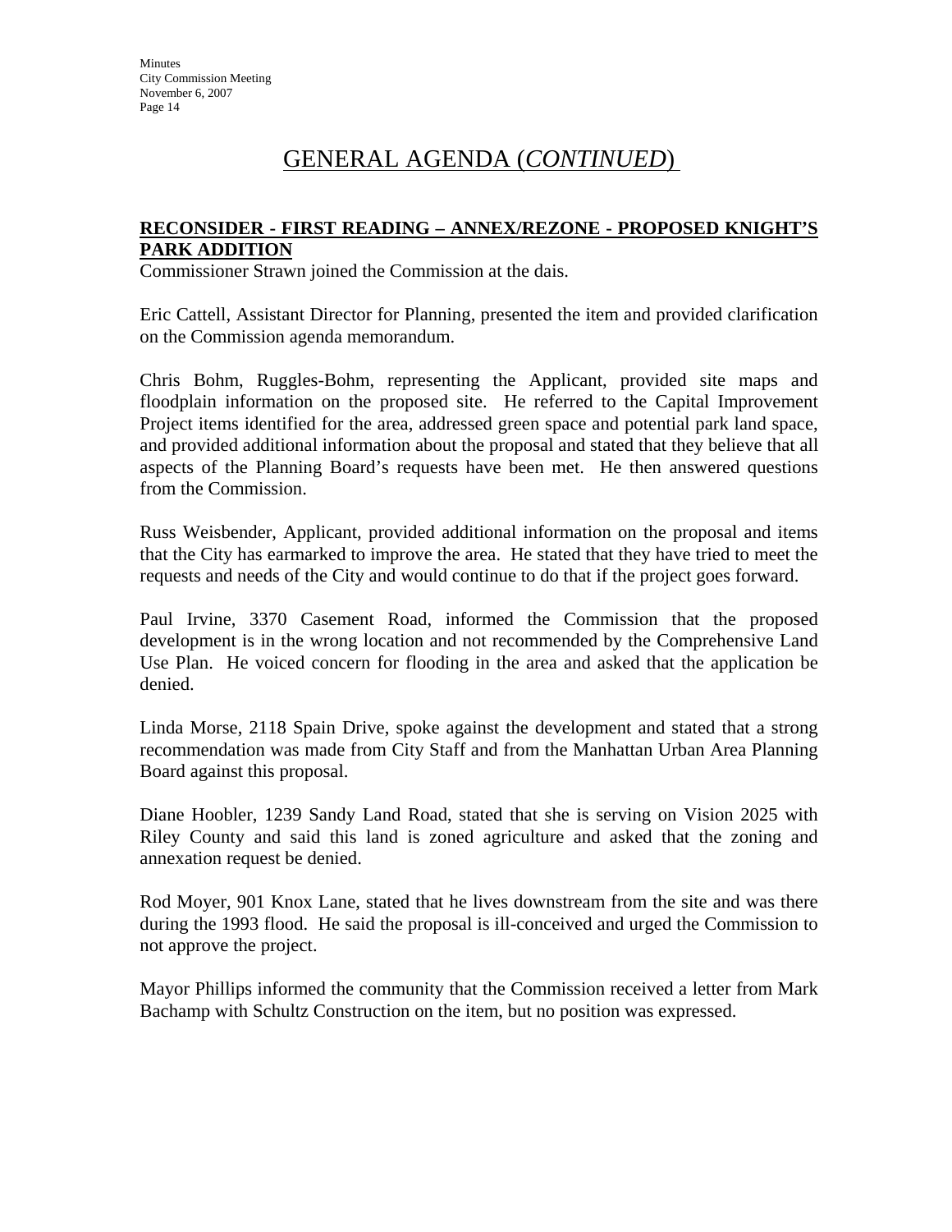# GENERAL AGENDA (*CONTINUED*)

**RECONSIDER - FIRST READING – ANNEX/REZONE - PROPOSED KNIGHT'S PARK ADDITION**

Commissioner Strawn joined the Commission at the dais.

Eric Cattell, Assistant Director for Planning, presented the item and provided clarification on the Commission agenda memorandum.

Chris Bohm, Ruggles-Bohm, representing the Applicant, provided site maps and floodplain information on the proposed site. He referred to the Capital Improvement Project items identified for the area, addressed green space and potential park land space, and provided additional information about the proposal and stated that they believe that all aspects of the Planning Board's requests have been met. He then answered questions from the Commission.

Russ Weisbender, Applicant, provided additional information on the proposal and items that the City has earmarked to improve the area. He stated that they have tried to meet the requests and needs of the City and would continue to do that if the project goes forward.

Paul Irvine, 3370 Casement Road, informed the Commission that the proposed development is in the wrong location and not recommended by the Comprehensive Land Use Plan. He voiced concern for flooding in the area and asked that the application be denied.

Linda Morse, 2118 Spain Drive, spoke against the development and stated that a strong recommendation was made from City Staff and from the Manhattan Urban Area Planning Board against this proposal.

Diane Hoobler, 1239 Sandy Land Road, stated that she is serving on Vision 2025 with Riley County and said this land is zoned agriculture and asked that the zoning and annexation request be denied.

Rod Moyer, 901 Knox Lane, stated that he lives downstream from the site and was there during the 1993 flood. He said the proposal is ill-conceived and urged the Commission to not approve the project.

Mayor Phillips informed the community that the Commission received a letter from Mark Bachamp with Schultz Construction on the item, but no position was expressed.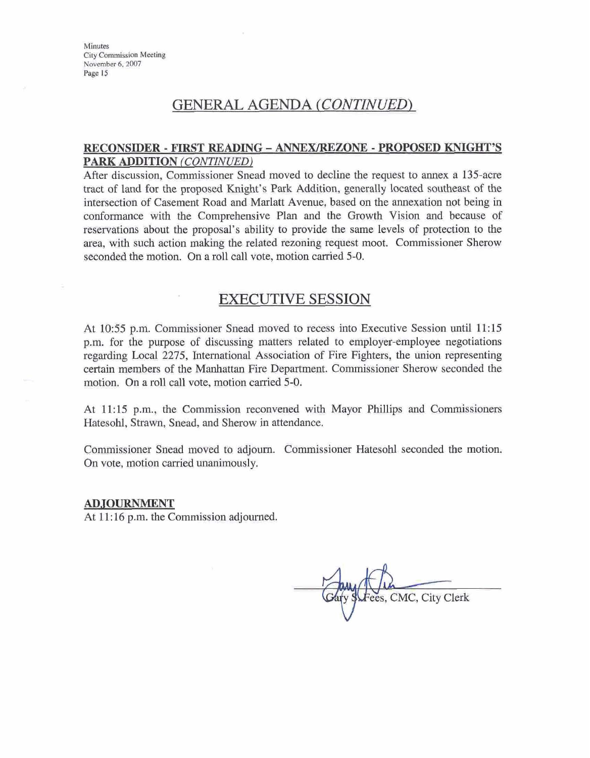# GENERAL AGENDA *(CONTINUED)*

**RECONSIDER - FIRST READING – ANNEX/REZONE - PROPOSED KNIGHT'S PARK ADDITION** *(CONTINUED)*

After discussion, Commissioner Snead moved to decline the request to annex a 135-acre tract of land for the proposed Knight's Park Addition, generally located southeast of the intersection of Casement Road and Marlatt Avenue, based on the annexation not being in conformance with the Comprehensive Plan and the Growth Vision and because of reservations about the proposal's ability to provide the same levels of protection to the area, with such action making the related rezoning request moot. Commissioner Sherow seconded the motion. On a roll call vote, motion carried 5-0.

# EXECUTIVE SESSION

At 10:55 p.m. Commissioner Snead moved to recess into Executive Session until 11:15 p.m. for the purpose of discussing matters related to employer-employee negotiations regarding Local 2275, International Association of Fire Fighters, the union representing certain members of the Manhattan Fire Department. Commissioner Sherow seconded the motion. On a roll call vote, motion carried 5-0.

At 11:15 p.m., the Commission reconvened with Mayor Phillips and Commissioners Hatesohl, Strawn, Snead, and Sherow in attendance.

Commissioner Snead moved to adjourn. Commissioner Hatesohl seconded the motion. On vote, motion carried unanimously.

**ADJOURNMENT**

At 11:16 p.m. the Commission adjourned.

Gary S. Fees, CMC, City Clerk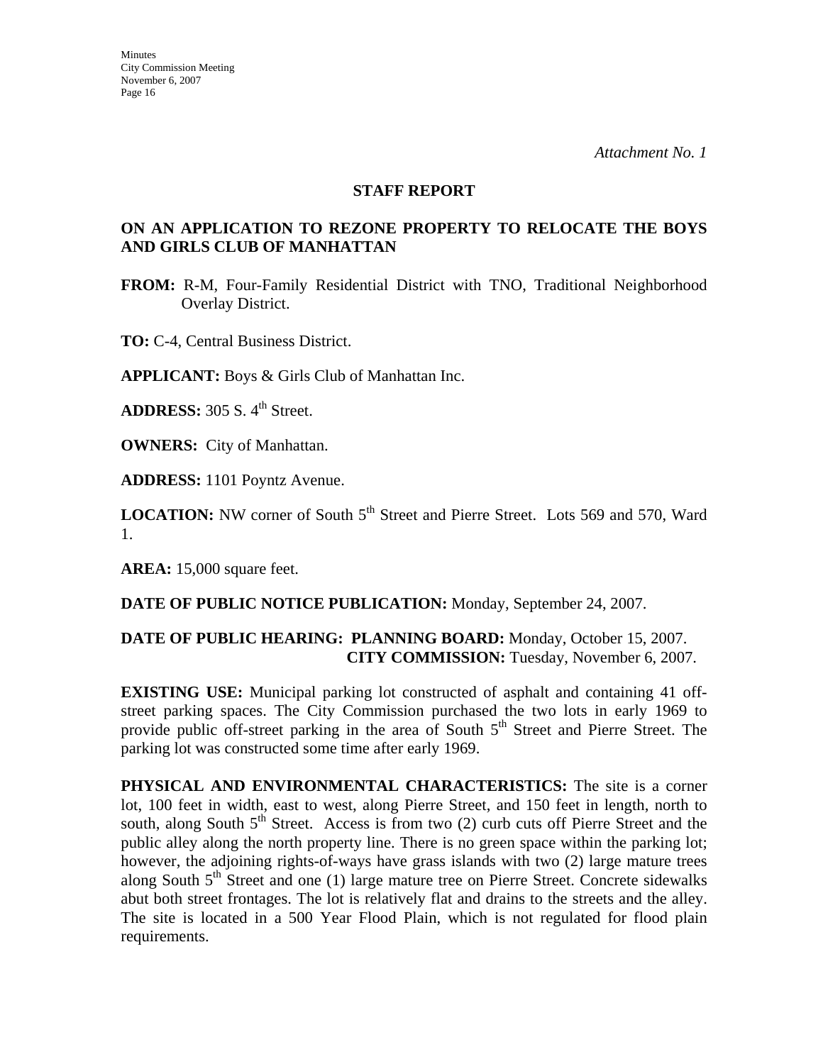*Attachment No. 1*

## STAFF REPORT

### ON AN APPLICATION TO REZONE PROPERTY TO RELOCATE THE BOYS AND GIRLS CLUB OF MANHATTAN

**FROM:** R-M, Four-Family Residential District with TNO, Traditional Neighborhood Overlay District.

**TO:** C-4, Central Business District.

**APPLICANT:** Boys & Girls Club of Manhattan Inc.

**ADDRESS:** 305 S. 4th Street.

**OWNERS:** City of Manhattan.

**ADDRESS:** 1101 Poyntz Avenue.

**LOCATION:** NW corner of South 5th Street and Pierre Street. Lots 569 and 570, Ward 1.

**AREA:** 15,000 square feet.

**DATE OF PUBLIC NOTICE PUBLICATION:** Monday, September 24, 2007.

**DATE OF PUBLIC HEARING: PLANNING BOARD:** Monday, October 15, 2007.
**CITY COMMISSION:** Tuesday, November 6, 2007.

**EXISTING USE:** Municipal parking lot constructed of asphalt and containing 41 off-street parking spaces. The City Commission purchased the two lots in early 1969 to provide public off-street parking in the area of South 5th Street and Pierre Street. The parking lot was constructed some time after early 1969.

**PHYSICAL AND ENVIRONMENTAL CHARACTERISTICS:** The site is a corner lot, 100 feet in width, east to west, along Pierre Street, and 150 feet in length, north to south, along South 5th Street. Access is from two (2) curb cuts off Pierre Street and the public alley along the north property line. There is no green space within the parking lot; however, the adjoining rights-of-ways have grass islands with two (2) large mature trees along South 5th Street and one (1) large mature tree on Pierre Street. Concrete sidewalks abut both street frontages. The lot is relatively flat and drains to the streets and the alley. The site is located in a 500 Year Flood Plain, which is not regulated for flood plain requirements.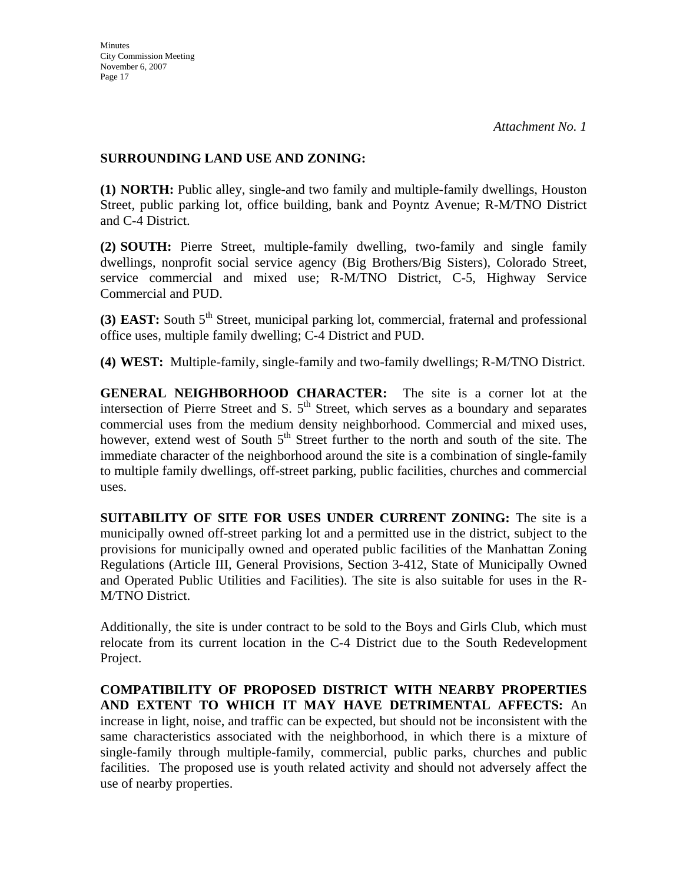*Attachment No. 1*

**SURROUNDING LAND USE AND ZONING:**

**(1) NORTH:** Public alley, single-and two family and multiple-family dwellings, Houston Street, public parking lot, office building, bank and Poyntz Avenue; R-M/TNO District and C-4 District.

**(2) SOUTH:** Pierre Street, multiple-family dwelling, two-family and single family dwellings, nonprofit social service agency (Big Brothers/Big Sisters), Colorado Street, service commercial and mixed use; R-M/TNO District, C-5, Highway Service Commercial and PUD.

**(3) EAST:** South 5th Street, municipal parking lot, commercial, fraternal and professional office uses, multiple family dwelling; C-4 District and PUD.

**(4) WEST:** Multiple-family, single-family and two-family dwellings; R-M/TNO District.

**GENERAL NEIGHBORHOOD CHARACTER:** The site is a corner lot at the intersection of Pierre Street and S. 5th Street, which serves as a boundary and separates commercial uses from the medium density neighborhood. Commercial and mixed uses, however, extend west of South 5th Street further to the north and south of the site. The immediate character of the neighborhood around the site is a combination of single-family to multiple family dwellings, off-street parking, public facilities, churches and commercial uses.

**SUITABILITY OF SITE FOR USES UNDER CURRENT ZONING:** The site is a municipally owned off-street parking lot and a permitted use in the district, subject to the provisions for municipally owned and operated public facilities of the Manhattan Zoning Regulations (Article III, General Provisions, Section 3-412, State of Municipally Owned and Operated Public Utilities and Facilities). The site is also suitable for uses in the R-M/TNO District.

Additionally, the site is under contract to be sold to the Boys and Girls Club, which must relocate from its current location in the C-4 District due to the South Redevelopment Project.

**COMPATIBILITY OF PROPOSED DISTRICT WITH NEARBY PROPERTIES AND EXTENT TO WHICH IT MAY HAVE DETRIMENTAL AFFECTS:** An increase in light, noise, and traffic can be expected, but should not be inconsistent with the same characteristics associated with the neighborhood, in which there is a mixture of single-family through multiple-family, commercial, public parks, churches and public facilities. The proposed use is youth related activity and should not adversely affect the use of nearby properties.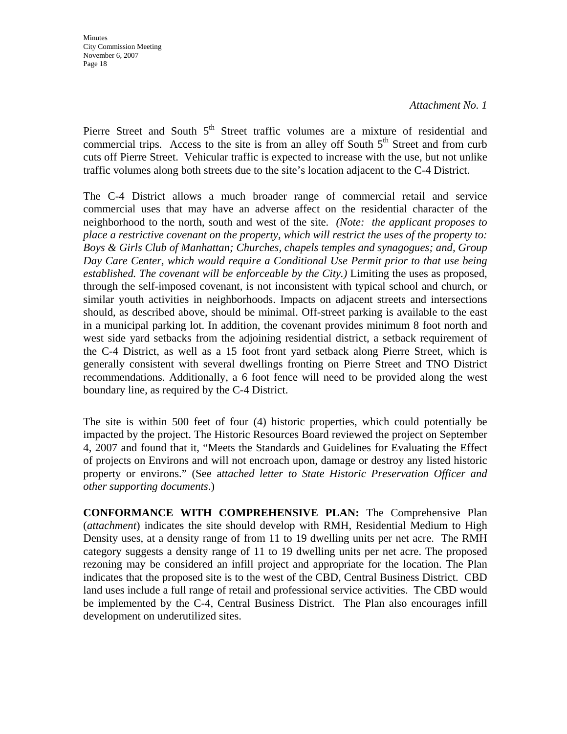*Attachment No. 1*

Pierre Street and South 5th Street traffic volumes are a mixture of residential and commercial trips. Access to the site is from an alley off South 5th Street and from curb cuts off Pierre Street. Vehicular traffic is expected to increase with the use, but not unlike traffic volumes along both streets due to the site's location adjacent to the C-4 District.

The C-4 District allows a much broader range of commercial retail and service commercial uses that may have an adverse affect on the residential character of the neighborhood to the north, south and west of the site. *(Note: the applicant proposes to place a restrictive covenant on the property, which will restrict the uses of the property to: Boys & Girls Club of Manhattan; Churches, chapels temples and synagogues; and, Group Day Care Center, which would require a Conditional Use Permit prior to that use being established. The covenant will be enforceable by the City.)* Limiting the uses as proposed, through the self-imposed covenant, is not inconsistent with typical school and church, or similar youth activities in neighborhoods. Impacts on adjacent streets and intersections should, as described above, should be minimal. Off-street parking is available to the east in a municipal parking lot. In addition, the covenant provides minimum 8 foot north and west side yard setbacks from the adjoining residential district, a setback requirement of the C-4 District, as well as a 15 foot front yard setback along Pierre Street, which is generally consistent with several dwellings fronting on Pierre Street and TNO District recommendations. Additionally, a 6 foot fence will need to be provided along the west boundary line, as required by the C-4 District.

The site is within 500 feet of four (4) historic properties, which could potentially be impacted by the project. The Historic Resources Board reviewed the project on September 4, 2007 and found that it, "Meets the Standards and Guidelines for Evaluating the Effect of projects on Environs and will not encroach upon, damage or destroy any listed historic property or environs." (See a*ttached letter to State Historic Preservation Officer and other supporting documents*.)

**CONFORMANCE WITH COMPREHENSIVE PLAN:** The Comprehensive Plan (*attachment*) indicates the site should develop with RMH, Residential Medium to High Density uses, at a density range of from 11 to 19 dwelling units per net acre. The RMH category suggests a density range of 11 to 19 dwelling units per net acre. The proposed rezoning may be considered an infill project and appropriate for the location. The Plan indicates that the proposed site is to the west of the CBD, Central Business District. CBD land uses include a full range of retail and professional service activities. The CBD would be implemented by the C-4, Central Business District. The Plan also encourages infill development on underutilized sites.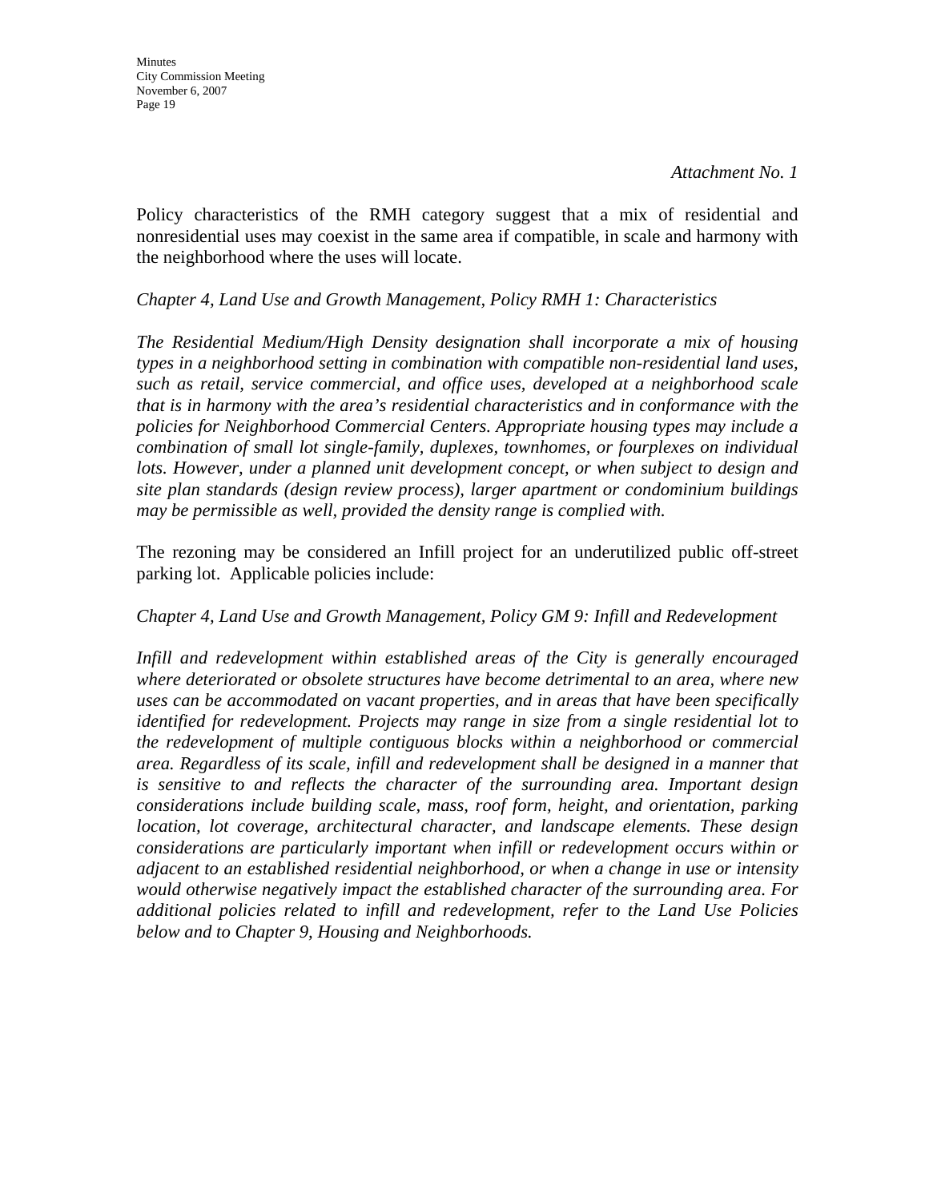*Attachment No. 1*

Policy characteristics of the RMH category suggest that a mix of residential and nonresidential uses may coexist in the same area if compatible, in scale and harmony with the neighborhood where the uses will locate.

*Chapter 4, Land Use and Growth Management, Policy RMH 1: Characteristics*

*The Residential Medium/High Density designation shall incorporate a mix of housing types in a neighborhood setting in combination with compatible non-residential land uses, such as retail, service commercial, and office uses, developed at a neighborhood scale that is in harmony with the area's residential characteristics and in conformance with the policies for Neighborhood Commercial Centers. Appropriate housing types may include a combination of small lot single-family, duplexes, townhomes, or fourplexes on individual lots. However, under a planned unit development concept, or when subject to design and site plan standards (design review process), larger apartment or condominium buildings may be permissible as well, provided the density range is complied with.*

The rezoning may be considered an Infill project for an underutilized public off-street parking lot. Applicable policies include:

*Chapter 4, Land Use and Growth Management, Policy GM 9: Infill and Redevelopment*

*Infill and redevelopment within established areas of the City is generally encouraged where deteriorated or obsolete structures have become detrimental to an area, where new uses can be accommodated on vacant properties, and in areas that have been specifically identified for redevelopment. Projects may range in size from a single residential lot to the redevelopment of multiple contiguous blocks within a neighborhood or commercial area. Regardless of its scale, infill and redevelopment shall be designed in a manner that is sensitive to and reflects the character of the surrounding area. Important design considerations include building scale, mass, roof form, height, and orientation, parking location, lot coverage, architectural character, and landscape elements. These design considerations are particularly important when infill or redevelopment occurs within or adjacent to an established residential neighborhood, or when a change in use or intensity would otherwise negatively impact the established character of the surrounding area. For additional policies related to infill and redevelopment, refer to the Land Use Policies below and to Chapter 9, Housing and Neighborhoods.*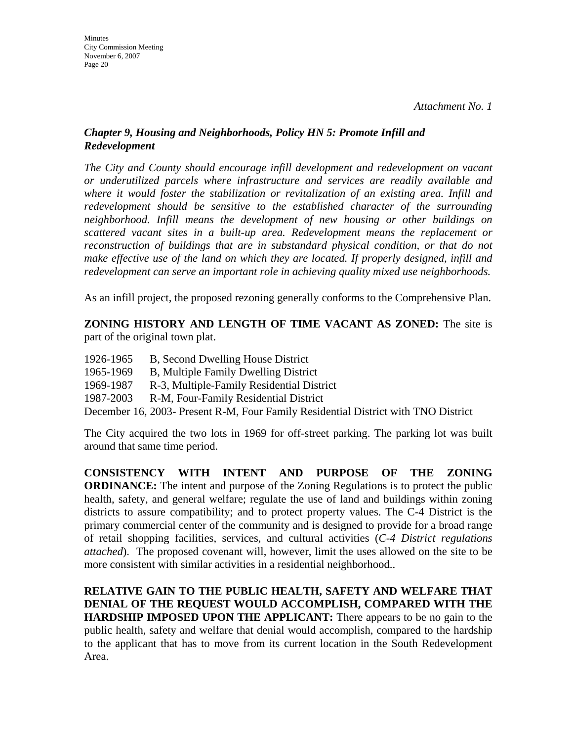*Attachment No. 1*

***Chapter 9, Housing and Neighborhoods, Policy HN 5: Promote Infill and Redevelopment***

*The City and County should encourage infill development and redevelopment on vacant or underutilized parcels where infrastructure and services are readily available and where it would foster the stabilization or revitalization of an existing area. Infill and redevelopment should be sensitive to the established character of the surrounding neighborhood. Infill means the development of new housing or other buildings on scattered vacant sites in a built-up area. Redevelopment means the replacement or reconstruction of buildings that are in substandard physical condition, or that do not make effective use of the land on which they are located. If properly designed, infill and redevelopment can serve an important role in achieving quality mixed use neighborhoods.*

As an infill project, the proposed rezoning generally conforms to the Comprehensive Plan.

**ZONING HISTORY AND LENGTH OF TIME VACANT AS ZONED:** The site is part of the original town plat.

1926-1965 B, Second Dwelling House District
1965-1969 B, Multiple Family Dwelling District
1969-1987 R-3, Multiple-Family Residential District
1987-2003 R-M, Four-Family Residential District
December 16, 2003- Present R-M, Four Family Residential District with TNO District

The City acquired the two lots in 1969 for off-street parking. The parking lot was built around that same time period.

**CONSISTENCY WITH INTENT AND PURPOSE OF THE ZONING ORDINANCE:** The intent and purpose of the Zoning Regulations is to protect the public health, safety, and general welfare; regulate the use of land and buildings within zoning districts to assure compatibility; and to protect property values. The C-4 District is the primary commercial center of the community and is designed to provide for a broad range of retail shopping facilities, services, and cultural activities (*C-4 District regulations attached*). The proposed covenant will, however, limit the uses allowed on the site to be more consistent with similar activities in a residential neighborhood..

**RELATIVE GAIN TO THE PUBLIC HEALTH, SAFETY AND WELFARE THAT DENIAL OF THE REQUEST WOULD ACCOMPLISH, COMPARED WITH THE HARDSHIP IMPOSED UPON THE APPLICANT:** There appears to be no gain to the public health, safety and welfare that denial would accomplish, compared to the hardship to the applicant that has to move from its current location in the South Redevelopment Area.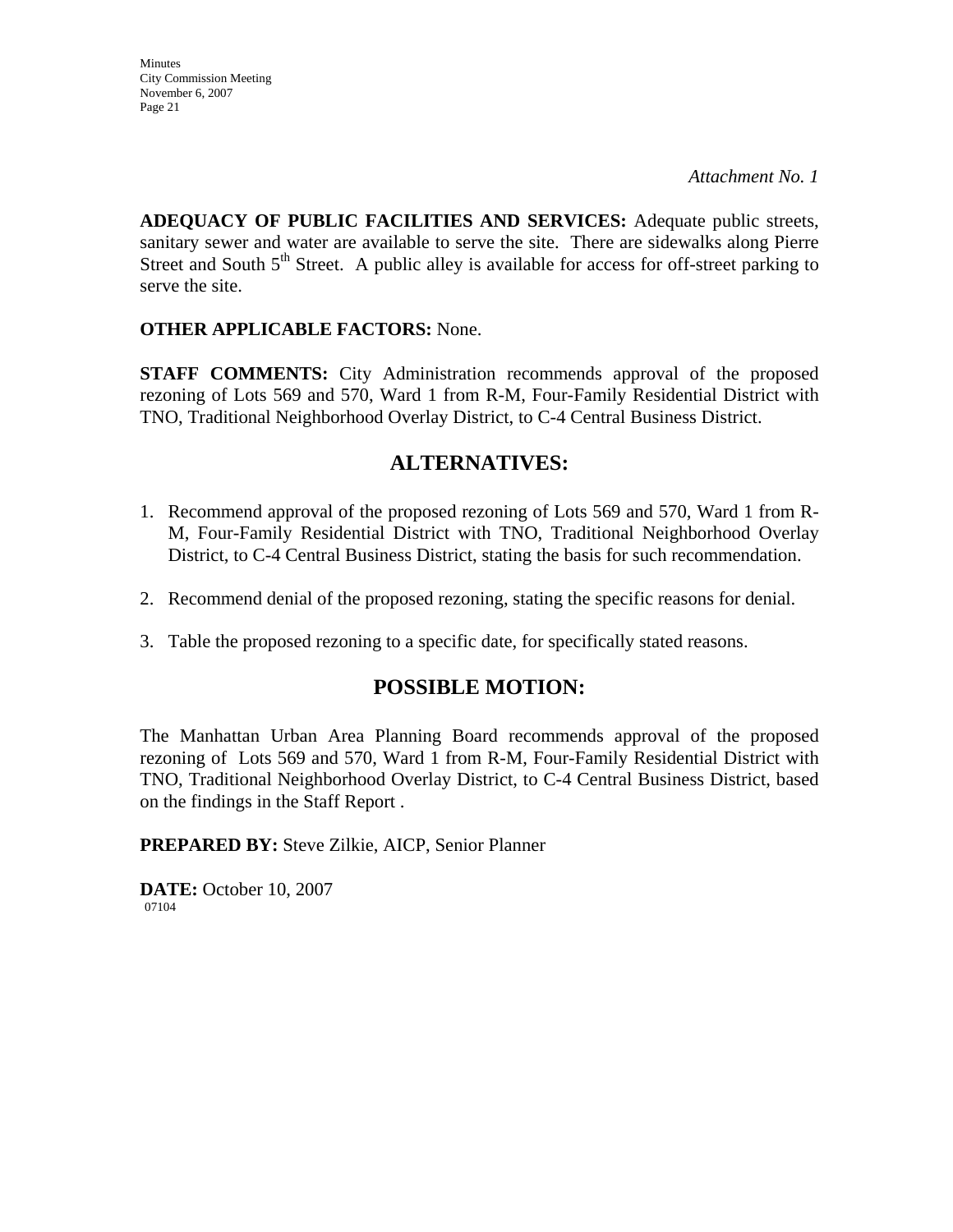*Attachment No. 1*

**ADEQUACY OF PUBLIC FACILITIES AND SERVICES:** Adequate public streets, sanitary sewer and water are available to serve the site. There are sidewalks along Pierre Street and South 5th Street. A public alley is available for access for off-street parking to serve the site.

**OTHER APPLICABLE FACTORS:** None.

**STAFF COMMENTS:** City Administration recommends approval of the proposed rezoning of Lots 569 and 570, Ward 1 from R-M, Four-Family Residential District with TNO, Traditional Neighborhood Overlay District, to C-4 Central Business District.

## ALTERNATIVES:

1. Recommend approval of the proposed rezoning of Lots 569 and 570, Ward 1 from R-M, Four-Family Residential District with TNO, Traditional Neighborhood Overlay District, to C-4 Central Business District, stating the basis for such recommendation.

2. Recommend denial of the proposed rezoning, stating the specific reasons for denial.

3. Table the proposed rezoning to a specific date, for specifically stated reasons.

## POSSIBLE MOTION:

The Manhattan Urban Area Planning Board recommends approval of the proposed rezoning of Lots 569 and 570, Ward 1 from R-M, Four-Family Residential District with TNO, Traditional Neighborhood Overlay District, to C-4 Central Business District, based on the findings in the Staff Report .

**PREPARED BY:** Steve Zilkie, AICP, Senior Planner

**DATE:** October 10, 2007

07104